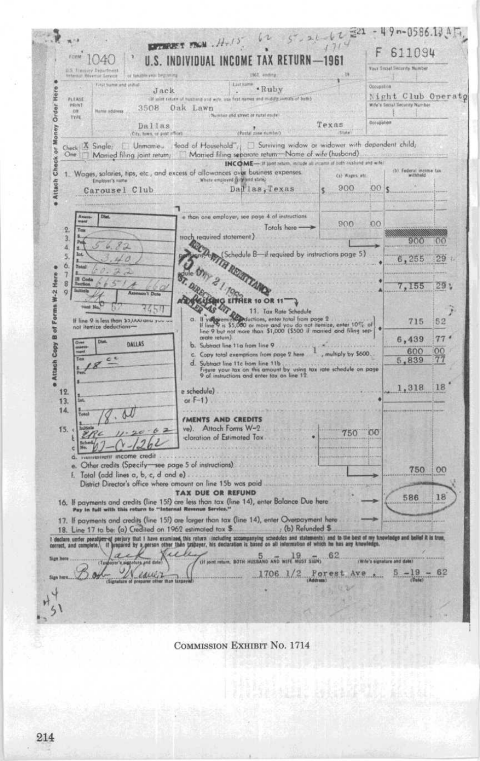EXTRACT FROM .H-15 62 5-21-62 1714 21 - 49n-0586.13 A

Form 1040 U.S. Treasury Department Internal Revenue Service

# U.S. INDIVIDUAL INCOME TAX RETURN—1961

or taxable year beginning ........ 1961, ending ........ 19....

F 611094

Your Social Security Number

PLEASE PRINT OR TYPE

First name and initial: Jack — Last name: Ruby

(If joint return of husband and wife, use first names and middle initials of both)

Occupation: Night Club Operator

Home address: 3508 Oak Lawn (Number and street or rural route)

Wife's Social Security Number

Dallas (City, town, or post office) (Postal zone number) Texas (State)

Occupation

Check One: [X] Single; [ ] Unmarried "Head of Household"; [ ] Surviving widow or widower with dependent child; [ ] Married filing joint return; [ ] Married filing separate return—Name of wife (husband)

## INCOME—(If joint return, include all income of both husband and wife)

1. Wages, salaries, tips, etc., and excess of allowances over business expenses.

| Employer's name | Where employed (city and state) | (a) Wages, etc. | (b) Federal income tax withheld |
|---|---|---|---|
| Carousel Club | Dallas, Texas | $ 900 00 | $ |

| Assessment | Dist. |
|---|---|
| Tax | |
| Pen. | 56.82 |
| Int. | 3.40 |
| Total | 60.22 |
| IR Code Section | 6651A 6601 |
| Initials | JL |
| Journal No. | 67 7459 |

...e than one employer, see page 4 of instructions — Totals here → 900 00

| Line | Description | Amount |
|---|---|---|
| 2. | ...ttach required statement) | 900 00 |
| 3–5. | ... (Schedule B—if required by instructions page 5) | 6,255 29 |
| 6–9. | ...dule D) | 7,155 29 |

RECD WITH REMITTANCE MAY 21 1962 ST. DIRECTOR INT. REV. DALLAS

...USING EITHER 10 OR 11

If line 9 is less than $5,000 and you do not itemize deductions—

11. Tax Rate Schedule

| Line | Description | Amount |
|---|---|---|
| a. | If you itemize deductions, enter total from page 2. If line 9 is $5,000 or more and you do not itemize, enter 10% of line 9 but not more than $1,000 ($500 if married and filing separate return) | 715 52 |
| b. | Subtract line 11a from line 9 | 6,439 77 |
| c. | Copy total exemptions from page 2 here 1, multiply by $600 | 600 00 |
| d. | Subtract line 11c from line 11b. Figure your tax on this amount by using tax rate schedule on page 9 of instructions and enter tax on line 12. | 5,839 77 |

| Over assessment | Dist. DALLAS |
|---|---|
| Tax | 18 cc |
| Pen. | |
| Int. | |
| Total | 18.00 |
| Initials | ERC 11-20-62 |
| Sched. No. | 62-C-1262 |

| Line | Description | Amount |
|---|---|---|
| 12. | ...e schedule) | 1,318 18 |
| 13. | ...or F-1) | |
| 14. | | |

## ...MENTS AND CREDITS

| Line | Description | | Amount |
|---|---|---|---|
| 15. a | ...ve). Attach Forms W-2 | | |
| b | ...claration of Estimated Tax | 750 00 | |
| c | | | |
| d. | Retirement income credit | | |
| e. | Other credits (Specify—see page 5 of instructions) | | |
| f. | Total (add lines a, b, c, d and e) | | 750 00 |

District Director's office where amount on line 15b was paid

## TAX DUE OR REFUND

16. If payments and credits (line 15f) are less than tax (line 14), enter Balance Due here → 586 18
Pay in full with this return to "Internal Revenue Service."

17. If payments and credits (line 15f) are larger than tax (line 14), enter Overpayment here →

18. Line 17 to be: (a) Credited on 1962 estimated tax $ ........ ; (b) Refunded $ ........

I declare under penalties of perjury that I have examined this return (including accompanying schedules and statements) and to the best of my knowledge and belief it is true, correct, and complete. If prepared by a person other than taxpayer, his declaration is based on all information of which he has any knowledge.

Sign here: Jack Ruby 5-19-62 (Taxpayer's signature and date) (If joint return, BOTH HUSBAND AND WIFE MUST SIGN) (Wife's signature and date)

Sign here: Bob Weaver (Signature of preparer other than taxpayer) 1706 1/2 Forest Ave. (Address) 5-19-62 (Date)

H4 51

COMMISSION EXHIBIT No. 1714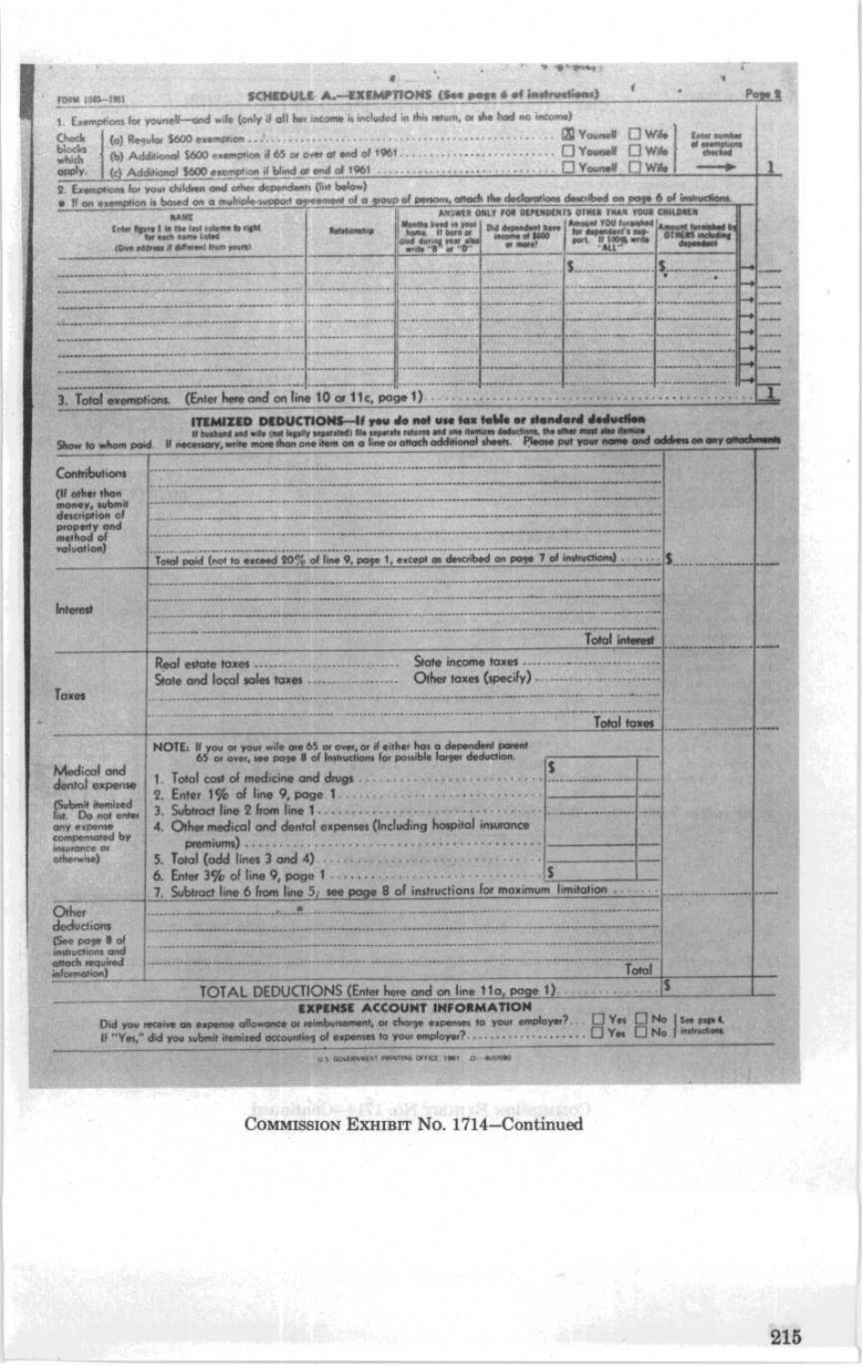FORM 1040—1961

## SCHEDULE A.—EXEMPTIONS (See page 6 of instructions)

Page 2

1. Exemptions for yourself—and wife (only if all her income is included in this return, or she had no income)

Check blocks which apply.

(a) Regular $600 exemption .......... [X] Yourself [ ] Wife

(b) Additional $600 exemption if 65 or over at end of 1961 .......... [ ] Yourself [ ] Wife

(c) Additional $600 exemption if blind at end of 1961 .......... [ ] Yourself [ ] Wife

Enter number of exemptions checked → 1

2. Exemptions for your children and other dependents (list below)

• If an exemption is based on a multiple-support agreement of a group of persons, attach the declarations described on page 6 of instructions.

| NAME Enter figure 1 in the last column to right for each name listed (Give address if different from yours) | Relationship | Months lived in your home. If born or died during year also write "B" or "D" | Did dependent have income of $600 or more? | Amount YOU furnished for dependent's support. If 100% write "ALL" | Amount furnished by OTHERS including dependent | |
|---|---|---|---|---|---|---|
| | | ANSWER ONLY FOR DEPENDENTS OTHER THAN YOUR CHILDREN | | | | |
| | | | | $ | $ | → |
| | | | | | | → |
| | | | | | | → |
| | | | | | | → |
| | | | | | | → |
| | | | | | | → |

3. Total exemptions. (Enter here and on line 10 or 11c, page 1) .......... 1

## ITEMIZED DEDUCTIONS—If you do not use tax table or standard deduction

If husband and wife (not legally separated) file separate returns and one itemizes deductions, the other must also itemize

Show to whom paid. If necessary, write more than one item on a line or attach additional sheets. Please put your name and address on any attachments

**Contributions** (If other than money, submit description of property and method of valuation)

Total paid (not to exceed 20% of line 9, page 1, except as described on page 7 of instructions) .......... $

**Interest**

Total interest

**Taxes**

Real estate taxes ..........  State income taxes ..........

State and local sales taxes ..........  Other taxes (specify) ..........

Total taxes

**Medical and dental expense** (Submit itemized list. Do not enter any expense compensated by insurance or otherwise)

NOTE: If you or your wife are 65 or over, or if either has a dependent parent 65 or over, see page 8 of Instructions for possible larger deduction.

1. Total cost of medicine and drugs .......... $
2. Enter 1% of line 9, page 1 ..........
3. Subtract line 2 from line 1 ..........
4. Other medical and dental expenses (Including hospital insurance premiums) ..........
5. Total (add lines 3 and 4) ..........
6. Enter 3% of line 9, page 1 .......... $
7. Subtract line 6 from line 5; see page 8 of instructions for maximum limitation ..........

**Other deductions** (See page 8 of instructions and attach required information)

Total

TOTAL DEDUCTIONS (Enter here and on line 11a, page 1) .......... $

## EXPENSE ACCOUNT INFORMATION

Did you receive an expense allowance or reimbursement, or charge expenses to your employer? ... [ ] Yes [ ] No

If "Yes," did you submit itemized accounting of expenses to your employer? .......... [ ] Yes [ ] No

See page 4, instructions.

U.S. GOVERNMENT PRINTING OFFICE 1961 O—600090

Commission Exhibit No. 1714—Continued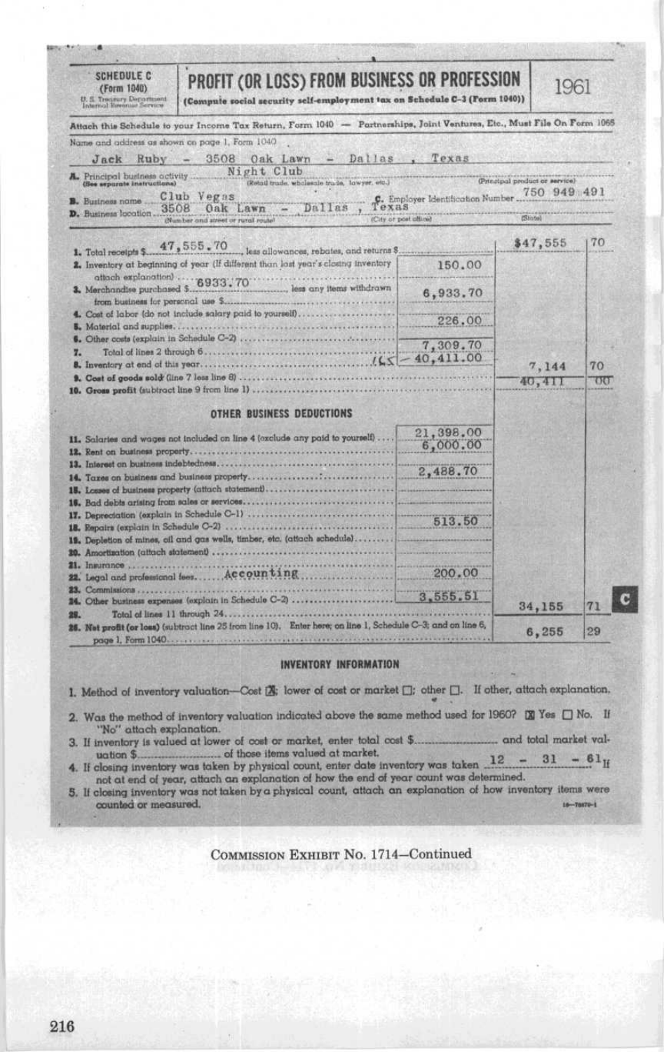**SCHEDULE C**
**(Form 1040)**
U. S. Treasury Department
Internal Revenue Service

# PROFIT (OR LOSS) FROM BUSINESS OR PROFESSION

**(Compute social security self-employment tax on Schedule C-3 (Form 1040))**

**1961**

Attach this Schedule to your Income Tax Return, Form 1040 — Partnerships, Joint Ventures, Etc., Must File On Form 1065

Name and address as shown on page 1, Form 1040

Jack Ruby - 3508 Oak Lawn - Dallas, Texas

**A.** Principal business activity (See separate instructions) Night Club (Retail trade, wholesale trade, lawyer, etc.) (Principal product or service)

**B.** Business name Club Vegas **C.** Employer Identification Number 750 949 491

**D.** Business location 3508 Oak Lawn - Dallas, Texas (Number and street or rural route) (City or post office) (State)

| | | | |
|---|---|---|---|
| **1.** Total receipts $ 47,555.70 , less allowances, rebates, and returns $ | | $47,555 | 70 |
| **2.** Inventory at beginning of year (If different than last year's closing inventory attach explanation) | 150.00 | | |
| **3.** Merchandise purchased $ 6933.70 less any items withdrawn from business for personal use $ | 6,933.70 | | |
| **4.** Cost of labor (do not include salary paid to yourself) | | | |
| **5.** Material and supplies | 226.00 | | |
| **6.** Other costs (explain in Schedule C-2) | | | |
| **7.** Total of lines 2 through 6 | 7,309.70 | | |
| **8.** Inventory at end of this year | LESS - 40,411.00 | | |
| **9.** Cost of goods sold (line 7 less line 8) | | 7,144 | 70 |
| **10.** Gross profit (subtract line 9 from line 1) | | 40,411 | 00 |

### OTHER BUSINESS DEDUCTIONS

| | | | |
|---|---|---|---|
| **11.** Salaries and wages not included on line 4 (exclude any paid to yourself) | 21,398.00 | | |
| **12.** Rent on business property | 6,000.00 | | |
| **13.** Interest on business indebtedness | | | |
| **14.** Taxes on business and business property | 2,488.70 | | |
| **15.** Losses of business property (attach statement) | | | |
| **16.** Bad debts arising from sales or services | | | |
| **17.** Depreciation (explain in Schedule C-1) | | | |
| **18.** Repairs (explain in Schedule C-2) | 513.50 | | |
| **19.** Depletion of mines, oil and gas wells, timber, etc. (attach schedule) | | | |
| **20.** Amortization (attach statement) | | | |
| **21.** Insurance | | | |
| **22.** Legal and professional fees Accounting | 200.00 | | |
| **23.** Commissions | | | |
| **24.** Other business expenses (explain in Schedule C-2) | 3,555.51 | | |
| **25.** Total of lines 11 through 24 | | 34,155 | 71 |
| **26.** Net profit (or loss) (subtract line 25 from line 10). Enter here; on line 1, Schedule C-3; and on line 6, page 1, Form 1040 | | 6,255 | 29 |

### INVENTORY INFORMATION

1. Method of inventory valuation—Cost [X]; lower of cost or market [ ]; other [ ]. If other, attach explanation.
2. Was the method of inventory valuation indicated above the same method used for 1960? [X] Yes [ ] No. If "No" attach explanation.
3. If inventory is valued at lower of cost or market, enter total cost $........ and total market valuation $........ of those items valued at market.
4. If closing inventory was taken by physical count, enter date inventory was taken 12 - 31 - 61 If not at end of year, attach an explanation of how the end of year count was determined.
5. If closing inventory was not taken by a physical count, attach an explanation of how inventory items were counted or measured.

COMMISSION EXHIBIT No. 1714—Continued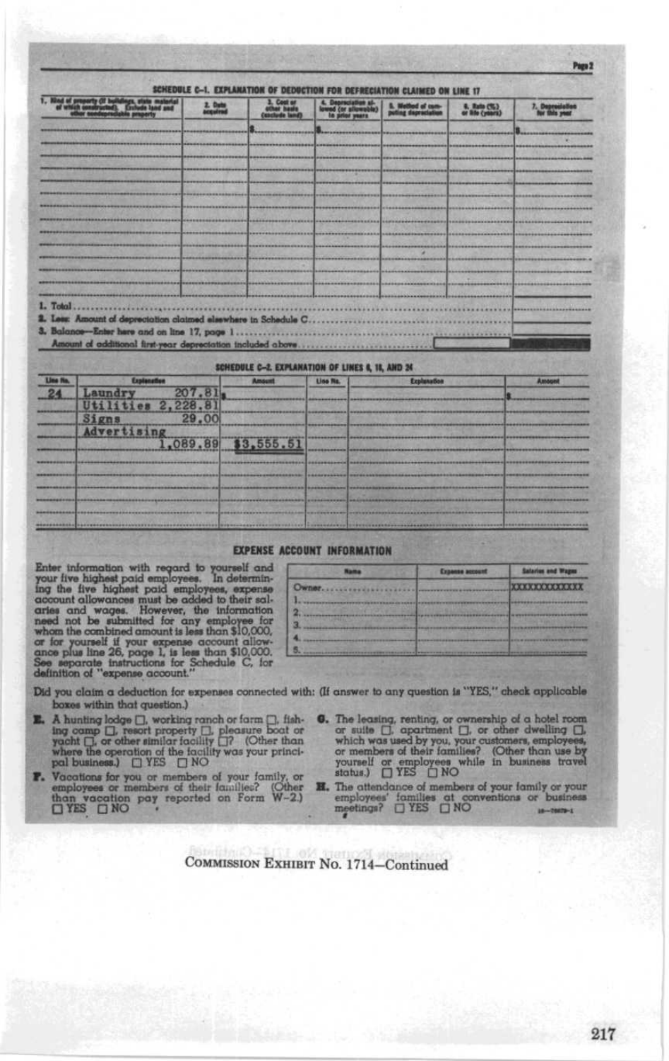## SCHEDULE C-1. EXPLANATION OF DEDUCTION FOR DEPRECIATION CLAIMED ON LINE 17

| 1. Kind of property (if buildings, state material of which constructed). Exclude land and other nondepreciable property | 2. Date acquired | 3. Cost or other basis (exclude land) | 4. Depreciation allowed (or allowable) in prior years | 5. Method of computing depreciation | 6. Rate (%) or life (years) | 7. Depreciation for this year |
|---|---|---|---|---|---|---|
| | | $ | $ | | | $ |

1. Total
2. Less: Amount of depreciation claimed elsewhere in Schedule C
3. Balance—Enter here and on line 17, page 1

Amount of additional first-year depreciation included above

## SCHEDULE C-2. EXPLANATION OF LINES 6, 18, AND 24

| Line No. | Explanation | Amount | Line No. | Explanation | Amount |
|---|---|---|---|---|---|
| 24 | Laundry 207.81 | $ | | | $ |
| | Utilities 2,228.81 | | | | |
| | Signs 29.00 | | | | |
| | Advertising 1,089.89 | $3,555.51 | | | |

## EXPENSE ACCOUNT INFORMATION

Enter information with regard to yourself and your five highest paid employees. In determining the five highest paid employees, expense account allowances must be added to their salaries and wages. However, the information need not be submitted for any employee for whom the combined amount is less than $10,000, or for yourself if your expense account allowance plus line 26, page 1, is less than $10,000. See separate instructions for Schedule C, for definition of "expense account."

| Name | Expense account | Salaries and Wages |
|---|---|---|
| Owner | | XXXXXXXXXXXX |
| 1. | | |
| 2. | | |
| 3. | | |
| 4. | | |
| 5. | | |

Did you claim a deduction for expenses connected with: (If answer to any question is "YES," check applicable boxes within that question.)

**E.** A hunting lodge ☐, working ranch or farm ☐, fishing camp ☐, resort property ☐, pleasure boat or yacht ☐, or other similar facility ☐? (Other than where the operation of the facility was your principal business.) ☐ YES ☐ NO

**F.** Vacations for you or members of your family, or employees or members of their families? (Other than vacation pay reported on Form W–2.) ☐ YES ☐ NO

**G.** The leasing, renting, or ownership of a hotel room or suite ☐, apartment ☐, or other dwelling ☐, which was used by you, your customers, employees, or members of their families? (Other than use by yourself or employees while in business travel status.) ☐ YES ☐ NO

**H.** The attendance of members of your family or your employees' families at conventions or business meetings? ☐ YES ☐ NO

COMMISSION EXHIBIT No. 1714—Continued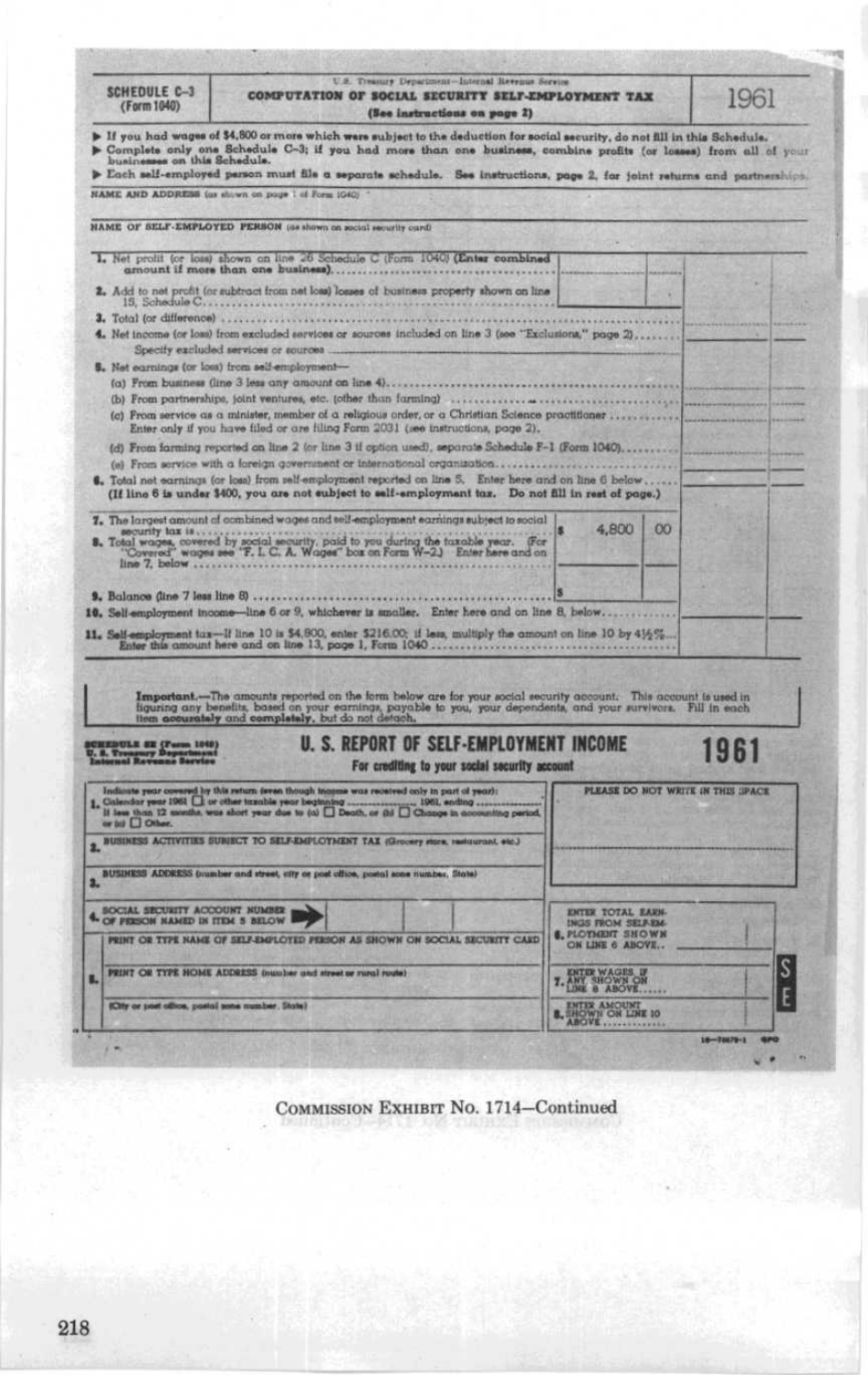**SCHEDULE C-3 (Form 1040)**

U.S. Treasury Department—Internal Revenue Service

## COMPUTATION OF SOCIAL SECURITY SELF-EMPLOYMENT TAX

**(See instructions on page 2)**

**1961**

- If you had wages of $4,800 or more which were subject to the deduction for social security, do not fill in this Schedule.
- Complete only one Schedule C-3; if you had more than one business, combine profits (or losses) from all of your businesses on this Schedule.
- Each self-employed person must file a separate schedule. See instructions, page 2, for joint returns and partnerships.

NAME AND ADDRESS (as shown on page 1 of Form 1040)

NAME OF SELF-EMPLOYED PERSON (as shown on social security card)

1. Net profit (or loss) shown on line 26 Schedule C (Form 1040) (**Enter combined amount if more than one business**)
2. Add to net profit (or subtract from net loss) losses of business property shown on line 15, Schedule C
3. Total (or difference)
4. Net income (or loss) from excluded services or sources included on line 3 (see "Exclusions," page 2)
   Specify excluded services or sources
5. Net earnings (or loss) from self-employment—
   (a) From business (line 3 less any amount on line 4)
   (b) From partnerships, joint ventures, etc. (other than farming)
   (c) From service as a minister, member of a religious order, or a Christian Science practitioner. Enter only if you have filed or are filing Form 2031 (see instructions, page 2).
   (d) From farming reported on line 2 (or line 3 if option used), separate Schedule F-1 (Form 1040)
   (e) From service with a foreign government or international organization
6. Total net earnings (or loss) from self-employment reported on line 5. Enter here and on line 6 below
   **(If line 6 is under $400, you are not subject to self-employment tax. Do not fill in rest of page.)**
7. The largest amount of combined wages and self-employment earnings subject to social security tax is — $ 4,800 | 00
8. Total wages, covered by social security, paid to you during the taxable year. (For "Covered" wages see "F. I. C. A. Wages" box on Form W-2.) Enter here and on line 7, below
9. Balance (line 7 less line 8) — $
10. Self-employment income—line 6 or 9, whichever is smaller. Enter here and on line 8, below
11. Self-employment tax—If line 10 is $4,800, enter $216.00; if less, multiply the amount on line 10 by 4½%. Enter this amount here and on line 13, page 1, Form 1040

**Important.**—The amounts reported on the form below are for your social security account. This account is used in figuring any benefits, based on your earnings, payable to you, your dependents, and your survivors. Fill in each item **accurately** and **completely**, but do not detach.

**SCHEDULE SE (Form 1040)**
**U. S. Treasury Department**
**Internal Revenue Service**

## U. S. REPORT OF SELF-EMPLOYMENT INCOME

**1961**

For crediting to your social security account

1. Indicate year covered by this return (even though income was received only in part of year): Calendar year 1961 ☐ or other taxable year beginning ........ 1961, ending ........ If less than 12 months, was short year due to (a) ☐ Death, or (b) ☐ Change in accounting period, or (c) ☐ Other.
2. BUSINESS ACTIVITIES SUBJECT TO SELF-EMPLOYMENT TAX (Grocery store, restaurant, etc.)
3. BUSINESS ADDRESS (number and street, city or post office, postal zone number, State)
4. SOCIAL SECURITY ACCOUNT NUMBER OF PERSON NAMED IN ITEM 5 BELOW
5. PRINT OR TYPE NAME OF SELF-EMPLOYED PERSON AS SHOWN ON SOCIAL SECURITY CARD
   PRINT OR TYPE HOME ADDRESS (number and street or rural route)
   (City or post office, postal zone number, State)

PLEASE DO NOT WRITE IN THIS SPACE

6. ENTER TOTAL EARNINGS FROM SELF-EMPLOYMENT SHOWN ON LINE 6 ABOVE
7. ENTER WAGES, IF ANY, SHOWN ON LINE 8 ABOVE
8. ENTER AMOUNT SHOWN ON LINE 10 ABOVE

S E

16—76670-1 GPO

COMMISSION EXHIBIT No. 1714—Continued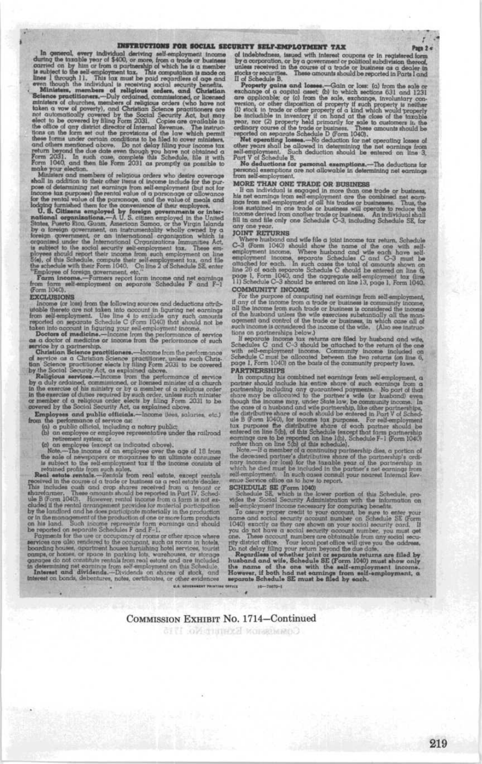# INSTRUCTIONS FOR SOCIAL SECURITY SELF-EMPLOYMENT TAX

In general, every individual deriving self-employment income during the taxable year of $400, or more, from a trade or business carried on by him or from a partnership of which he is a member is subject to the self-employment tax. This computation is made on lines 1 through 11. This tax must be paid regardless of age and even though the individual is receiving social security benefits.

**Ministers, members of religious orders, and Christian Science practitioners.**—Duly ordained, commissioned, or licensed ministers of churches, members of religious orders (who have not taken a vow of poverty), and Christian Science practitioners are not automatically covered by the Social Security Act, but may elect to be covered by filing Form 2031. Copies are available in the office of any district director of Internal Revenue. The instructions on the form set out the provisions of the law which permit these forms under certain conditions to be filed to cover ministers, and others mentioned above. Do not delay filing your income tax return beyond the due date even though you have not obtained a Form 2031. In such case, complete this Schedule, file it with Form 1040, and then file Form 2031 as promptly as possible to make your election.

Ministers and members of religious orders who desire coverage shall in addition to their other items of income include for the purpose of determining net earnings from self-employment (but not for income tax purposes) the rental value of a parsonage or allowance for the rental value of the parsonage, and the value of meals and lodging furnished them for the convenience of their employers.

**U. S. Citizens employed by foreign governments or international organizations.**—A U. S. citizen employed in the United States, Puerto Rico, Guam, American Samoa, or the Virgin Islands by a foreign government, an instrumentality wholly owned by a foreign government, or an international organization which is organized under the International Organizations Immunities Act, is subject to the social security self-employment tax. These employees should report their income from such employment on line 5(e), of this Schedule, compute their self-employment tax, and file the schedule with their Form 1040. On line 2 of Schedule SE, enter "Employee of foreign government, etc."

**Farm income.**—Farmers report farm income and net earnings from farm self-employment on separate Schedules F and F-1 (Form 1040).

## EXCLUSIONS

Income (or loss) from the following sources and deductions attributable thereto are not taken into account in figuring net earnings from self-employment. Use line 4 to exclude any such amounts reported on separate Schedule C (Form 1040) that should not be taken into account in figuring your self-employment income.

**Doctors of medicine.**—Income from the performance of service as a doctor of medicine or income from the performance of such service by a partnership.

**Christian Science practitioners.**—Income from the performance of service as a Christian Science practitioner, unless such Christian Science practitioner elects by filing Form 2031 to be covered by the Social Security Act, as explained above.

**Religious services.**—Income from the performance of service by a duly ordained, commissioned, or licensed minister of a church in the exercise of his ministry or by a member of a religious order in the exercise of duties required by such order, unless such minister or member of a religious order elects by filing Form 2031 to be covered by the Social Security Act, as explained above.

**Employees and public officials.**—Income (fees, salaries, etc.) from the performance of service as:

(a) a public official, including a notary public;
(b) an employee or employee representative under the railroad retirement system; or
(c) an employee (except as indicated above).

Note.—The income of an employee over the age of 18 from the sale of newspapers or magazines to an ultimate consumer is subject to the self-employment tax if the income consists of retained profits from such sales.

**Real estate rentals.**—Rentals from real estate, except rentals received in the course of a trade or business as a real estate dealer. This includes cash and crop shares received from a tenant or sharefarmer. These amounts should be reported in Part IV, Schedule B (Form 1040). However, rental income from a farm is not excluded if the rental arrangement provides for material participation by the landlord and he does participate materially in the production or in the management of the production of one or more farm products on his land. Such income represents farm earnings and should be reported on separate Schedules F and F-1.

Payments for the use or occupancy of rooms or other space where services are also rendered to the occupant, such as rooms in hotels, boarding houses, apartment houses furnishing hotel services, tourist camps, or homes, or space in parking lots, warehouses, or storage garages do not constitute rentals from real estate and are included in determining net earnings from self-employment on this Schedule.

**Interest and dividends.**—Dividends on shares of stock, and interest on bonds, debentures, notes, certificates, or other evidences of indebtedness, issued with interest coupons or in registered form by a corporation, or by a government or political subdivision thereof, unless received in the course of a trade or business as a dealer in stocks or securities. These amounts should be reported in Parts I and II of Schedule B.

**Property gains and losses.**—Gain or loss: (a) from the sale or exchange of a capital asset; (b) to which sections 631 and 1231 are applicable; or (c) from the sale, exchange, involuntary conversion, or other disposition of property if such property is neither (1) stock in trade or other property of a kind which would properly be includible in inventory if on hand at the close of the taxable year, nor (2) property held primarily for sale to customers in the ordinary course of the trade or business. These amounts should be reported on separate Schedule D (Form 1040).

**Net operating losses.**—No deduction for net operating losses of other years shall be allowed in determining the net earnings from self-employment. Such deduction should be entered on line 3, Part V of Schedule B.

**No deductions for personal exemptions.**—The deductions for personal exemptions are not allowable in determining net earnings from self-employment.

## MORE THAN ONE TRADE OR BUSINESS

If an individual is engaged in more than one trade or business, his net earnings from self-employment are the combined net earnings from self-employment of all his trades or businesses. Thus, the loss sustained in one trade or business will operate to reduce the income derived from another trade or business. An individual shall fill in and file only one Schedule C-3, including Schedule SE, for any one year.

## JOINT RETURNS

Where husband and wife file a joint income tax return, Schedule C-3 (Form 1040) should show the name of the one with self-employment income. Where husband and wife each have self-employment income, separate Schedules C and C-3 must be attached for each. In such cases the total of amounts shown on line 26 of each separate Schedule C should be entered on line 6, page 1, Form 1040, and the aggregate self-employment tax (line 11) Schedule C-3 should be entered on line 13, page 1, Form 1040.

## COMMUNITY INCOME

For the purpose of computing net earnings from self-employment, if any of the income from a trade or business is community income, all the income from such trade or business is considered the income of the husband unless the wife exercises substantially all the management and control of the trade or business, in which case all of such income is considered the income of the wife. (Also see instructions on partnerships below.)

If separate income tax returns are filed by husband and wife, Schedules C and C-3 should be attached to the return of the one with self-employment income. Community income included on Schedule C must be allocated between the two returns (on line 6, page 1, Form 1040) on the basis of the community property laws.

## PARTNERSHIPS

In computing his combined net earnings from self-employment, a partner should include his entire share of such earnings from a partnership including any guaranteed payments. No part of that share may be allocated to the partner's wife (or husband) even though the income may, under State law, be community income. In the case of a husband and wife partnership, like other partnerships, the distributive share of each should be entered in Part V of Schedule B (Form 1040), for income tax purposes. For self-employment tax purposes the distributive share of each partner should be entered on line 5(b), of this Schedule (except that farm partnership earnings are to be reported on line 1(b), Schedule F-1 (Form 1040) rather than on line 5(b) of this schedule).

Note.—If a member of a continuing partnership dies, a portion of the deceased partner's distributive share of the partnership's ordinary income (or loss) for the taxable year of the partnership in which he died must be included in the partner's net earnings from self-employment. In such cases consult your nearest Internal Revenue Service office as to how to report.

## SCHEDULE SE (Form 1040)

Schedule SE, which is the lower portion of this Schedule, provides the Social Security Administration with the information on self-employment income necessary for computing benefits.

To assure proper credit to your account, be sure to enter your name and social security account number on Schedule SE (Form 1040) exactly as they are shown on your social security card. If you do not have a social security account number, you must get one. These account numbers are obtainable from any social security district office. Your local post office will give you the address. Do not delay filing your return beyond the due date.

**Regardless of whether joint or separate returns are filed by husband and wife, Schedule SE (Form 1040) must show only the name of the one with the self-employment income. However, if both had net earnings from self-employment, a separate Schedule SE must be filed by each.**

U.S. GOVERNMENT PRINTING OFFICE 16—70070-1

Commission Exhibit No. 1714—Continued